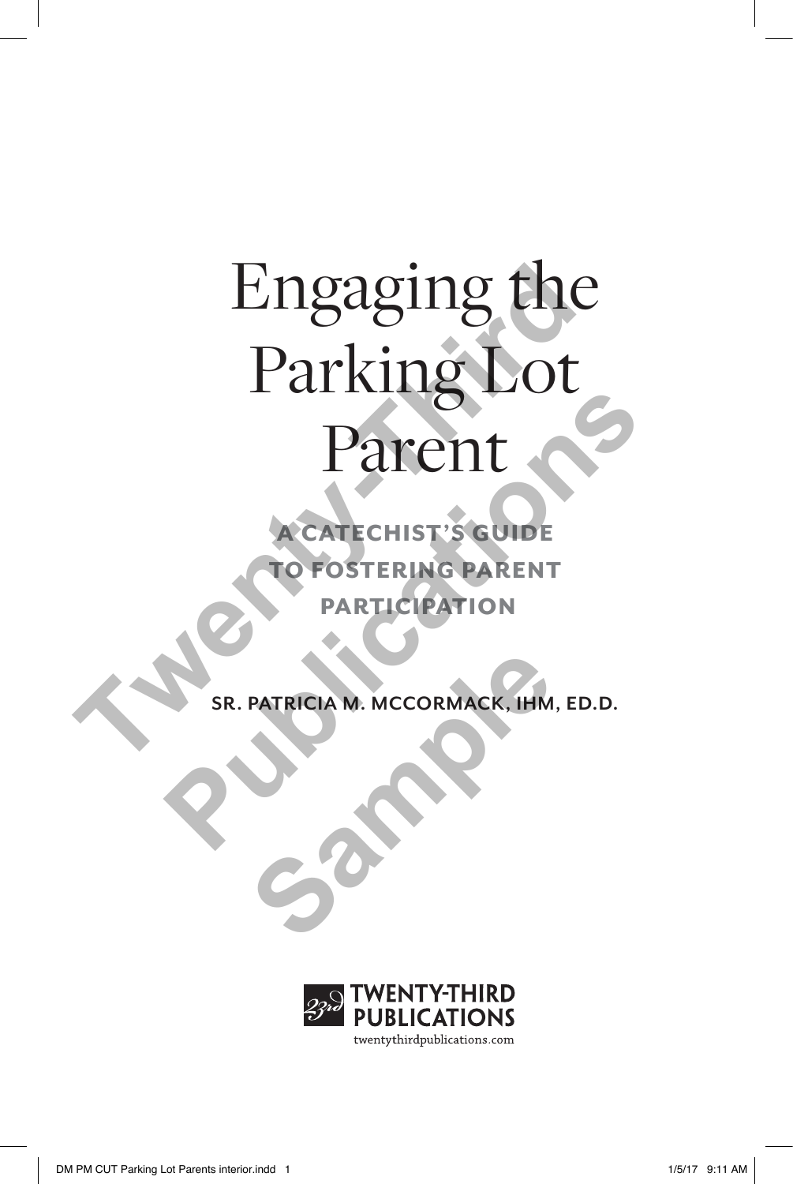# Engaging the Parking Lot Parent

## A CATECHIST'S GUIDE TO FOSTERING PARENT PARTICIPATION

SR. PATRICIA M. MCCORMACK, IHM, ED.D.

TWENTY-THIRD PUBLICATIONS
twentythirdpublications.com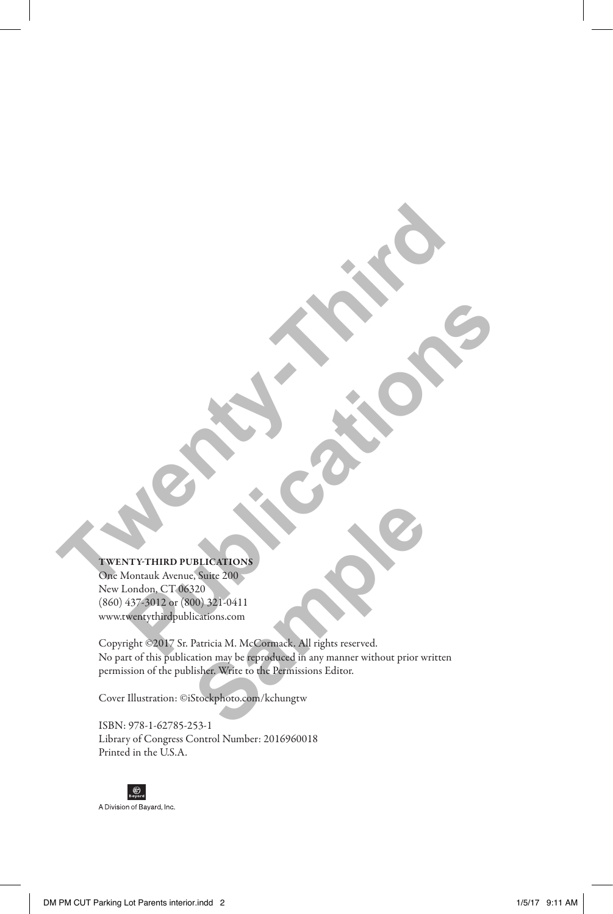**TWENTY-THIRD PUBLICATIONS**
One Montauk Avenue, Suite 200
New London, CT 06320
(860) 437-3012 or (800) 321-0411
www.twentythirdpublications.com

Copyright ©2017 Sr. Patricia M. McCormack. All rights reserved.
No part of this publication may be reproduced in any manner without prior written permission of the publisher. Write to the Permissions Editor.

Cover Illustration: ©iStockphoto.com/kchungtw

ISBN: 978-1-62785-253-1
Library of Congress Control Number: 2016960018
Printed in the U.S.A.

A Division of Bayard, Inc.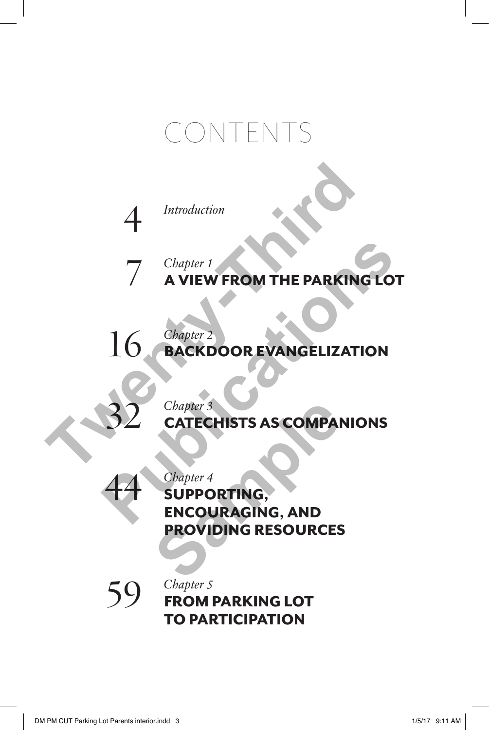# CONTENTS

4 *Introduction*

7 *Chapter 1*
**A VIEW FROM THE PARKING LOT**

16 *Chapter 2*
**BACKDOOR EVANGELIZATION**

32 *Chapter 3*
**CATECHISTS AS COMPANIONS**

44 *Chapter 4*
**SUPPORTING, ENCOURAGING, AND PROVIDING RESOURCES**

59 *Chapter 5*
**FROM PARKING LOT TO PARTICIPATION**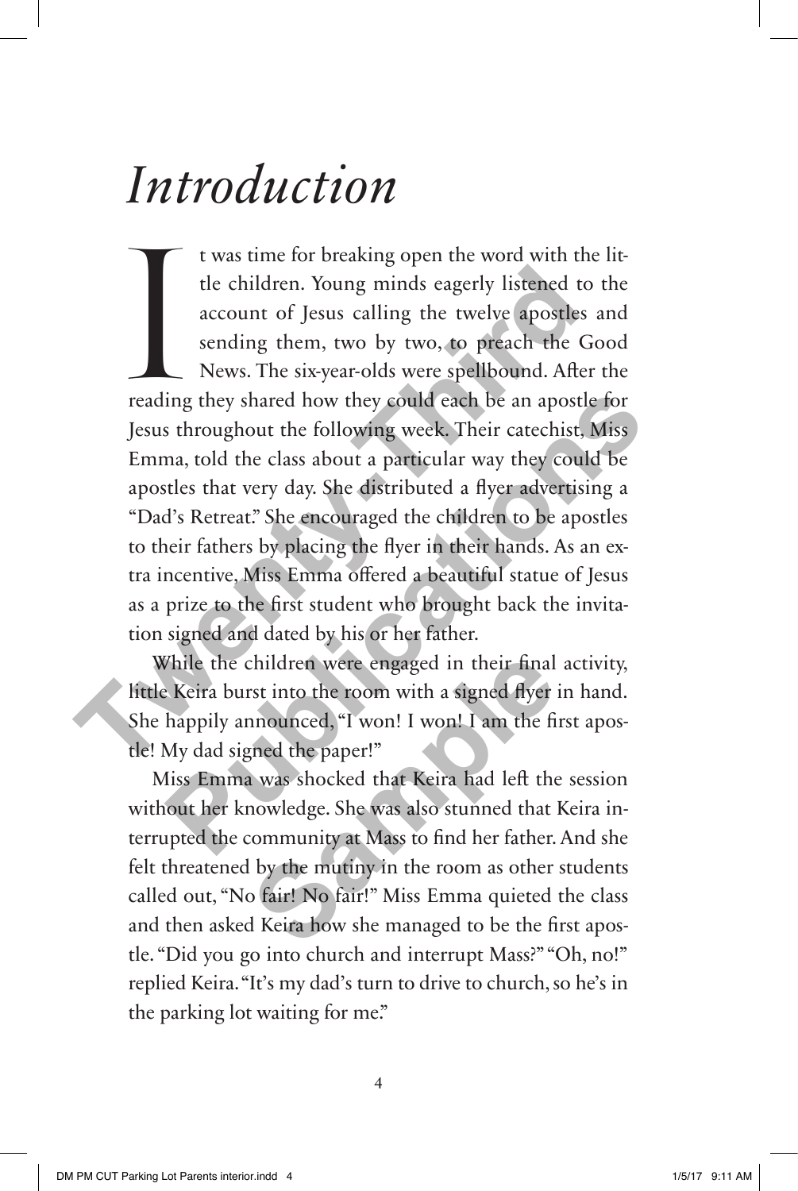# *Introduction*

It was time for breaking open the word with the little children. Young minds eagerly listened to the account of Jesus calling the twelve apostles and sending them, two by two, to preach the Good News. The six-year-olds were spellbound. After the reading they shared how they could each be an apostle for Jesus throughout the following week. Their catechist, Miss Emma, told the class about a particular way they could be apostles that very day. She distributed a flyer advertising a "Dad's Retreat." She encouraged the children to be apostles to their fathers by placing the flyer in their hands. As an extra incentive, Miss Emma offered a beautiful statue of Jesus as a prize to the first student who brought back the invitation signed and dated by his or her father.

While the children were engaged in their final activity, little Keira burst into the room with a signed flyer in hand. She happily announced, "I won! I won! I am the first apostle! My dad signed the paper!"

Miss Emma was shocked that Keira had left the session without her knowledge. She was also stunned that Keira interrupted the community at Mass to find her father. And she felt threatened by the mutiny in the room as other students called out, "No fair! No fair!" Miss Emma quieted the class and then asked Keira how she managed to be the first apostle. "Did you go into church and interrupt Mass?" "Oh, no!" replied Keira. "It's my dad's turn to drive to church, so he's in the parking lot waiting for me."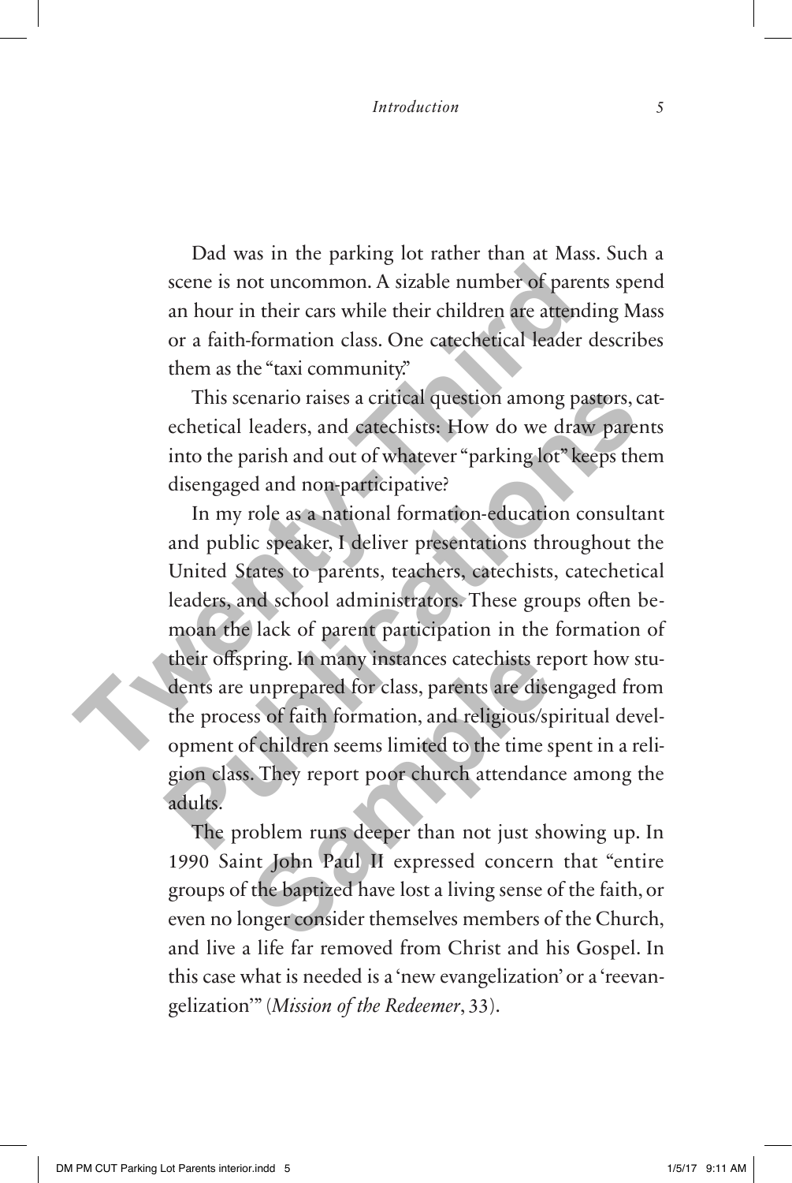Dad was in the parking lot rather than at Mass. Such a scene is not uncommon. A sizable number of parents spend an hour in their cars while their children are attending Mass or a faith-formation class. One catechetical leader describes them as the "taxi community."

This scenario raises a critical question among pastors, catechetical leaders, and catechists: How do we draw parents into the parish and out of whatever "parking lot" keeps them disengaged and non-participative?

In my role as a national formation-education consultant and public speaker, I deliver presentations throughout the United States to parents, teachers, catechists, catechetical leaders, and school administrators. These groups often bemoan the lack of parent participation in the formation of their offspring. In many instances catechists report how students are unprepared for class, parents are disengaged from the process of faith formation, and religious/spiritual development of children seems limited to the time spent in a religion class. They report poor church attendance among the adults.

The problem runs deeper than not just showing up. In 1990 Saint John Paul II expressed concern that "entire groups of the baptized have lost a living sense of the faith, or even no longer consider themselves members of the Church, and live a life far removed from Christ and his Gospel. In this case what is needed is a 'new evangelization' or a 'reevangelization'" (*Mission of the Redeemer*, 33).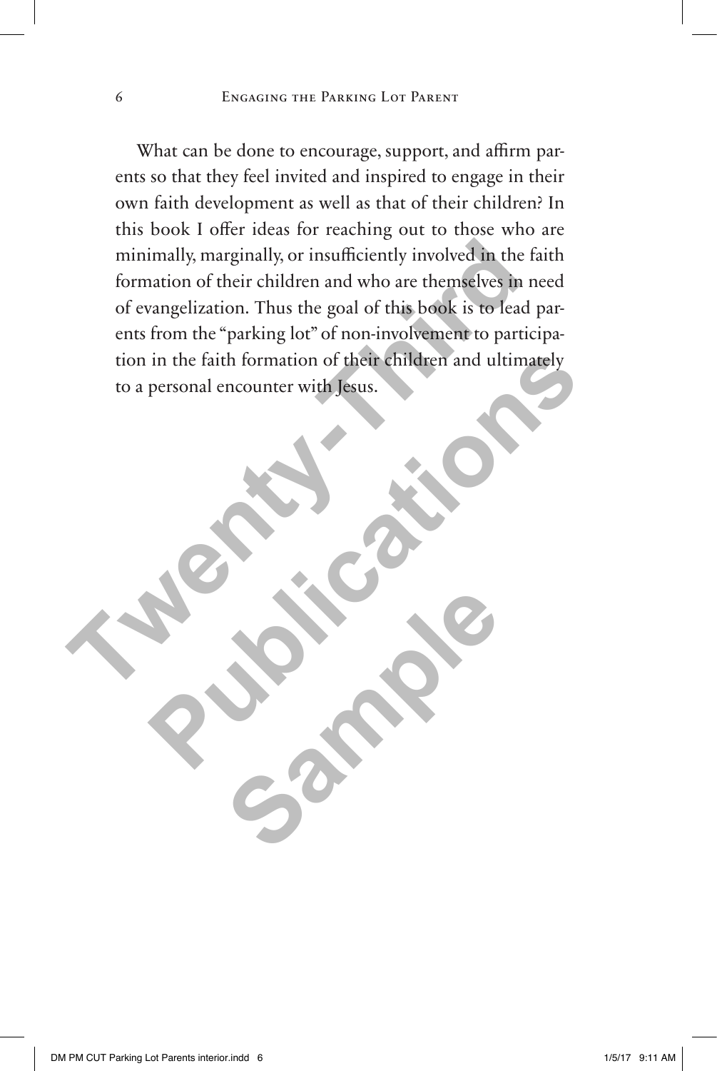What can be done to encourage, support, and affirm parents so that they feel invited and inspired to engage in their own faith development as well as that of their children? In this book I offer ideas for reaching out to those who are minimally, marginally, or insufficiently involved in the faith formation of their children and who are themselves in need of evangelization. Thus the goal of this book is to lead parents from the "parking lot" of non-involvement to participation in the faith formation of their children and ultimately to a personal encounter with Jesus.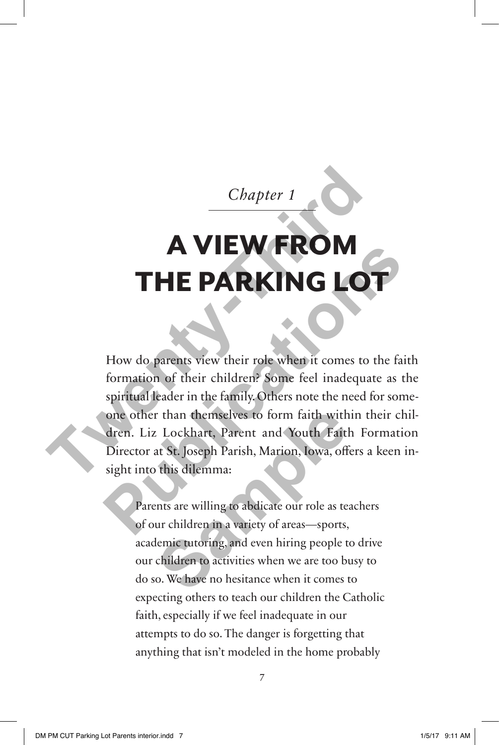*Chapter 1*

# A VIEW FROM THE PARKING LOT

How do parents view their role when it comes to the faith formation of their children? Some feel inadequate as the spiritual leader in the family. Others note the need for someone other than themselves to form faith within their children. Liz Lockhart, Parent and Youth Faith Formation Director at St. Joseph Parish, Marion, Iowa, offers a keen insight into this dilemma:

> Parents are willing to abdicate our role as teachers of our children in a variety of areas—sports, academic tutoring, and even hiring people to drive our children to activities when we are too busy to do so. We have no hesitance when it comes to expecting others to teach our children the Catholic faith, especially if we feel inadequate in our attempts to do so. The danger is forgetting that anything that isn't modeled in the home probably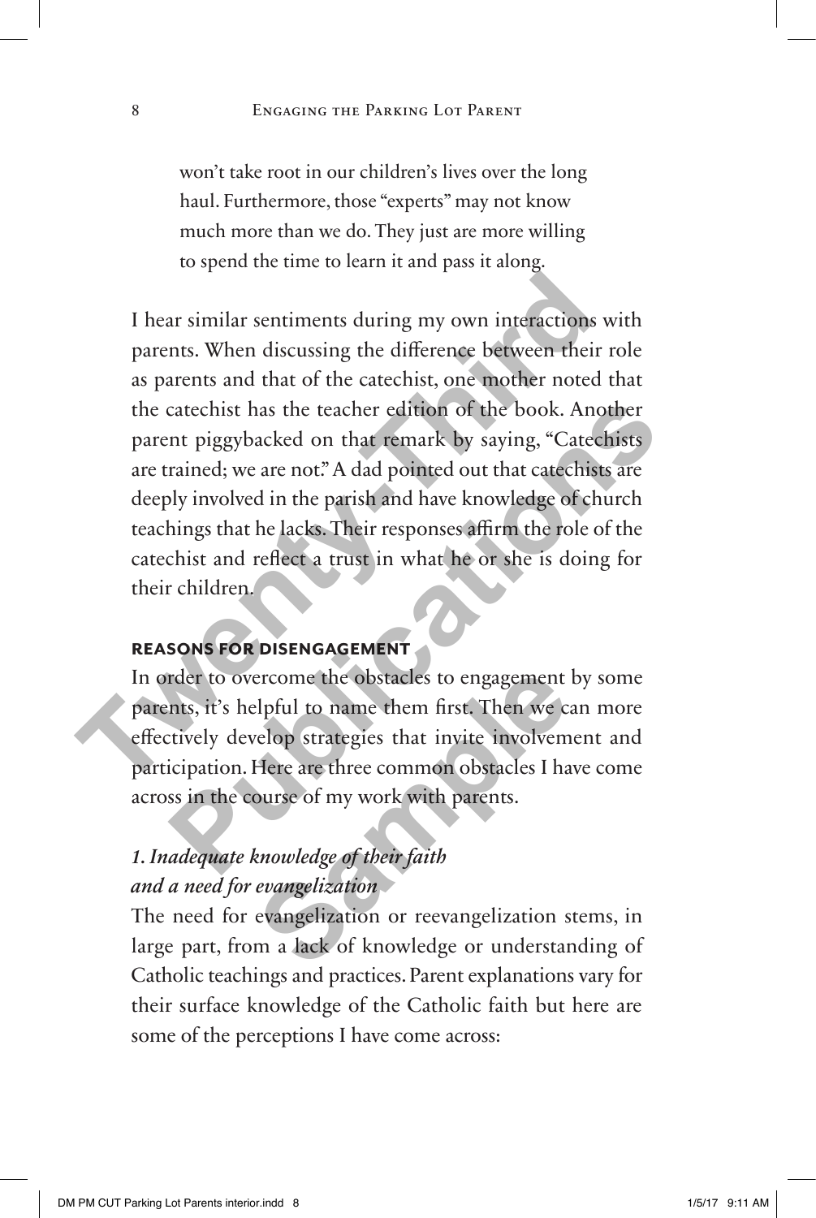won't take root in our children's lives over the long haul. Furthermore, those "experts" may not know much more than we do. They just are more willing to spend the time to learn it and pass it along.

I hear similar sentiments during my own interactions with parents. When discussing the difference between their role as parents and that of the catechist, one mother noted that the catechist has the teacher edition of the book. Another parent piggybacked on that remark by saying, "Catechists are trained; we are not." A dad pointed out that catechists are deeply involved in the parish and have knowledge of church teachings that he lacks. Their responses affirm the role of the catechist and reflect a trust in what he or she is doing for their children.

### REASONS FOR DISENGAGEMENT

In order to overcome the obstacles to engagement by some parents, it's helpful to name them first. Then we can more effectively develop strategies that invite involvement and participation. Here are three common obstacles I have come across in the course of my work with parents.

#### *1. Inadequate knowledge of their faith and a need for evangelization*

The need for evangelization or reevangelization stems, in large part, from a lack of knowledge or understanding of Catholic teachings and practices. Parent explanations vary for their surface knowledge of the Catholic faith but here are some of the perceptions I have come across: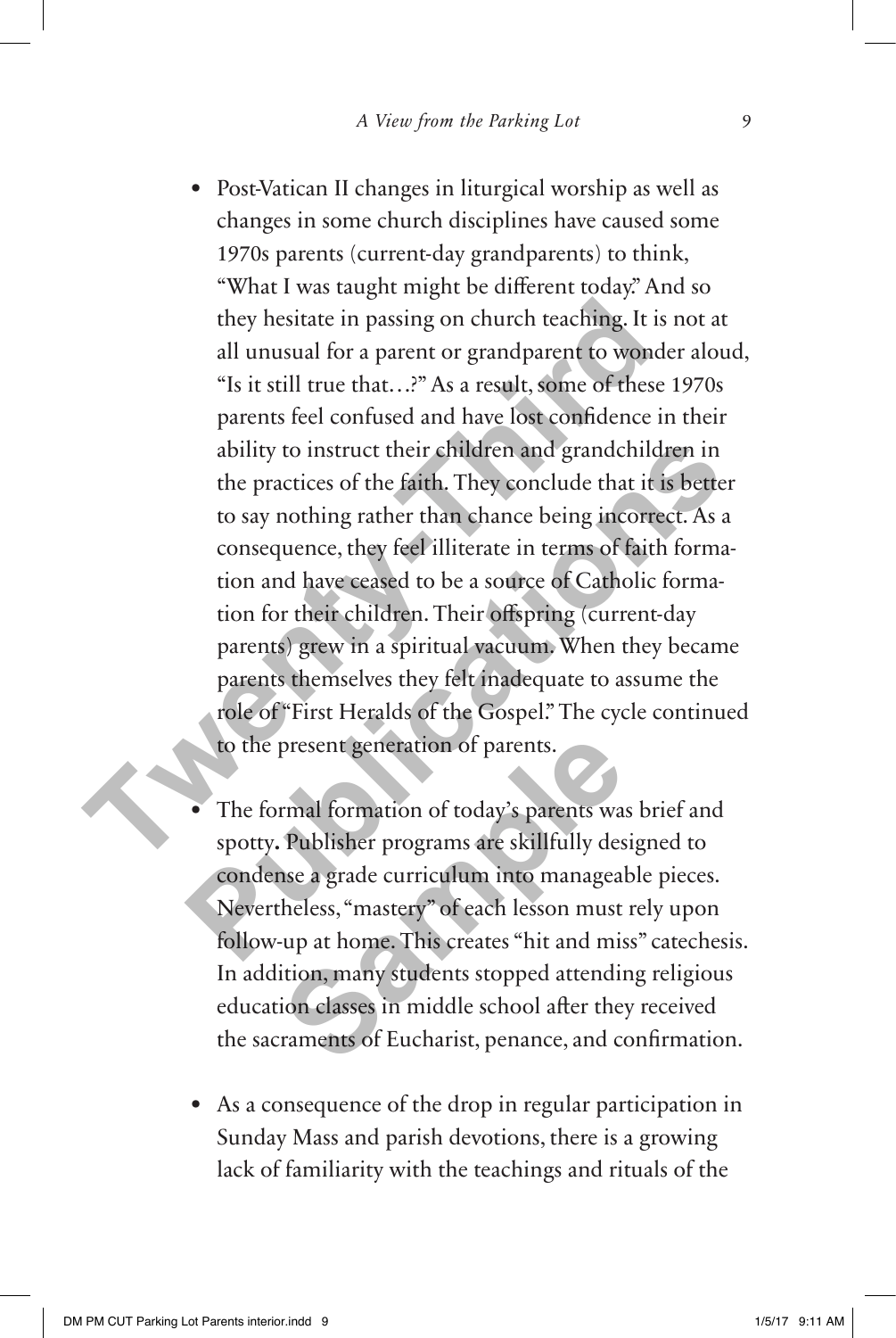- Post-Vatican II changes in liturgical worship as well as changes in some church disciplines have caused some 1970s parents (current-day grandparents) to think, "What I was taught might be different today." And so they hesitate in passing on church teaching. It is not at all unusual for a parent or grandparent to wonder aloud, "Is it still true that…?" As a result, some of these 1970s parents feel confused and have lost confidence in their ability to instruct their children and grandchildren in the practices of the faith. They conclude that it is better to say nothing rather than chance being incorrect. As a consequence, they feel illiterate in terms of faith formation and have ceased to be a source of Catholic formation for their children. Their offspring (current-day parents) grew in a spiritual vacuum. When they became parents themselves they felt inadequate to assume the role of "First Heralds of the Gospel." The cycle continued to the present generation of parents.

- The formal formation of today's parents was brief and spotty**.** Publisher programs are skillfully designed to condense a grade curriculum into manageable pieces. Nevertheless, "mastery" of each lesson must rely upon follow-up at home. This creates "hit and miss" catechesis. In addition, many students stopped attending religious education classes in middle school after they received the sacraments of Eucharist, penance, and confirmation.

- As a consequence of the drop in regular participation in Sunday Mass and parish devotions, there is a growing lack of familiarity with the teachings and rituals of the